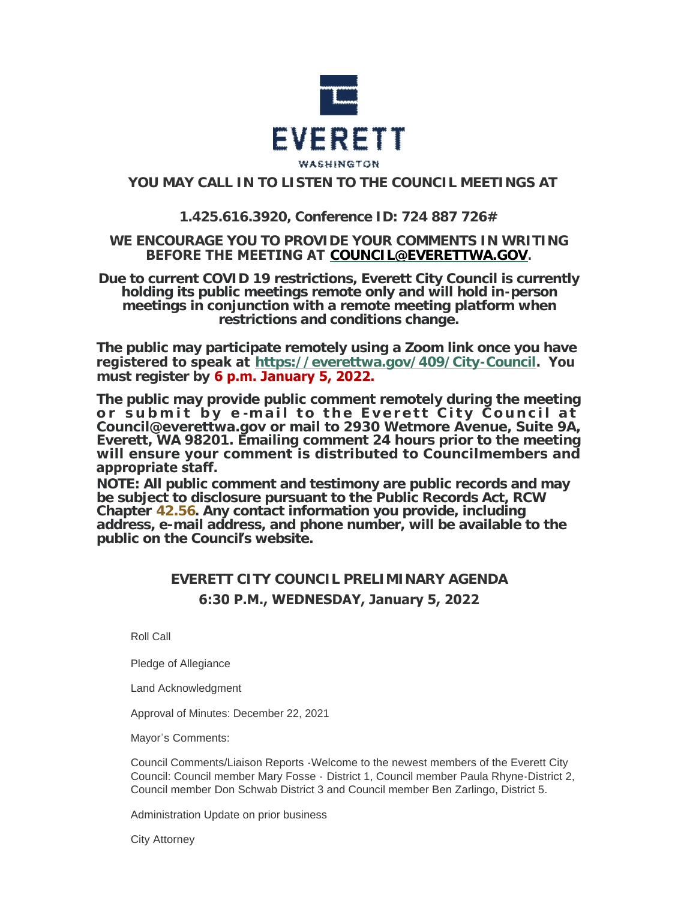EVERETT

WASHINGTON

**YOU MAY CALL IN TO LISTEN TO THE COUNCIL MEETINGS AT**

**1.425.616.3920, Conference ID: 724 887 726#**

**WE ENCOURAGE YOU TO PROVIDE YOUR COMMENTS IN WRITING BEFORE THE MEETING AT [COUNCIL@EVERETTWA.GOV](mailto:COUNCIL@EVERETTWA.GOV).**

**Due to current COVID 19 restrictions, Everett City Council is currently holding its public meetings remote only and will hold in-person meetings in conjunction with a remote meeting platform when restrictions and conditions change.**

**The public may participate remotely using a Zoom link once you have registered to speak at [https://everettwa.gov/409/City-Council](https://everettwa.gov/409/City-Council). You must register by 6 p.m. January 5, 2022.**

**The public may provide public comment remotely during the meeting or submit by e-mail to the Everett City Council at Council@everettwa.gov or mail to 2930 Wetmore Avenue, Suite 9A, Everett, WA 98201. Emailing comment 24 hours prior to the meeting will ensure your comment is distributed to Councilmembers and appropriate staff.**

**NOTE: All public comment and testimony are public records and may be subject to disclosure pursuant to the Public Records Act, RCW Chapter 42.56. Any contact information you provide, including address, e-mail address, and phone number, will be available to the public on the Council's website.**

## EVERETT CITY COUNCIL PRELIMINARY AGENDA

## 6:30 P.M., WEDNESDAY, January 5, 2022

Roll Call

Pledge of Allegiance

Land Acknowledgment

Approval of Minutes: December 22, 2021

Mayor's Comments:

Council Comments/Liaison Reports -Welcome to the newest members of the Everett City Council: Council member Mary Fosse - District 1, Council member Paula Rhyne-District 2, Council member Don Schwab District 3 and Council member Ben Zarlingo, District 5.

Administration Update on prior business

City Attorney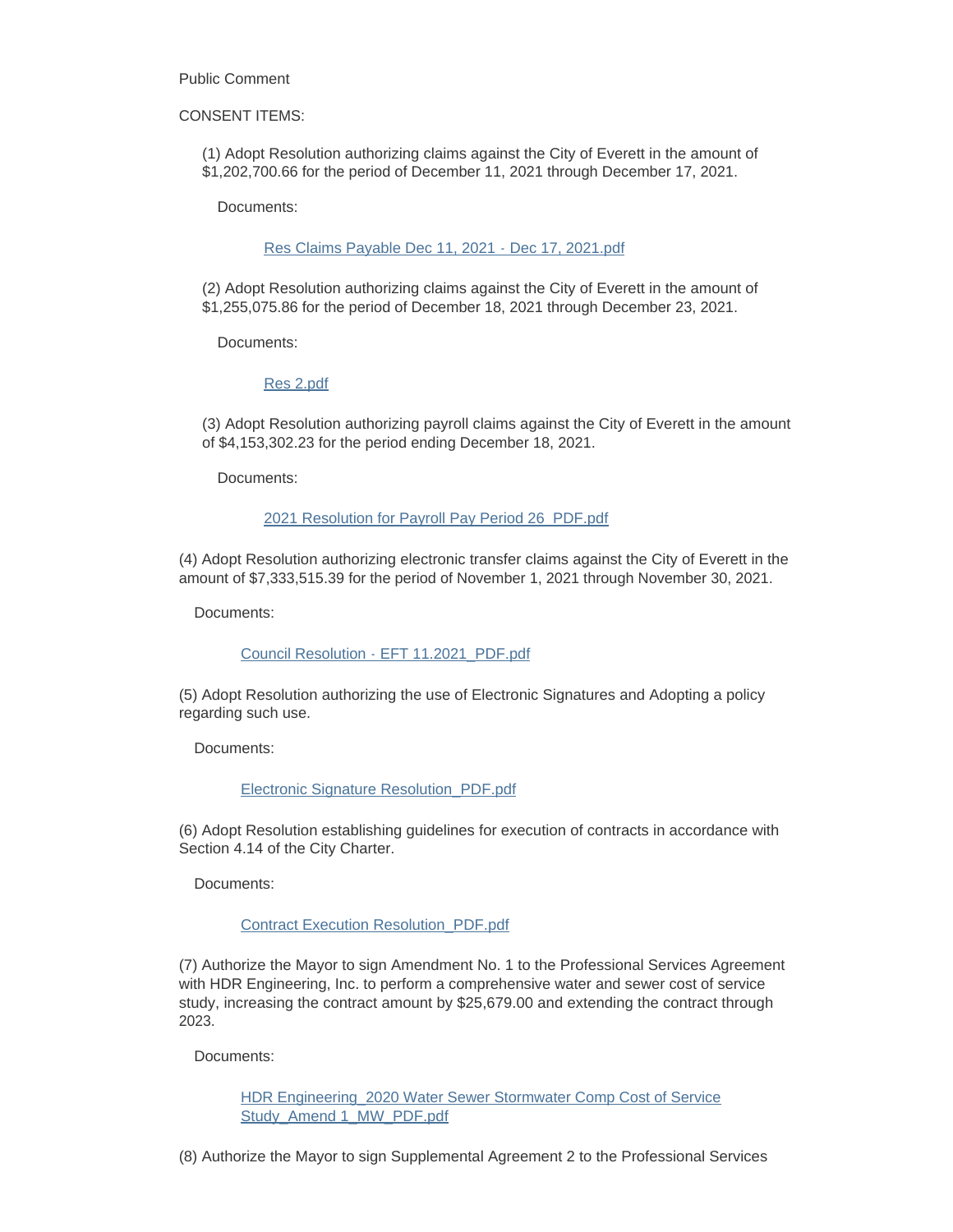Public Comment

CONSENT ITEMS:

(1) Adopt Resolution authorizing claims against the City of Everett in the amount of $1,202,700.66 for the period of December 11, 2021 through December 17, 2021.

Documents:

Res Claims Payable Dec 11, 2021 - Dec 17, 2021.pdf

(2) Adopt Resolution authorizing claims against the City of Everett in the amount of $1,255,075.86 for the period of December 18, 2021 through December 23, 2021.

Documents:

Res 2.pdf

(3) Adopt Resolution authorizing payroll claims against the City of Everett in the amount of $4,153,302.23 for the period ending December 18, 2021.

Documents:

2021 Resolution for Payroll Pay Period 26_PDF.pdf

(4) Adopt Resolution authorizing electronic transfer claims against the City of Everett in the amount of $7,333,515.39 for the period of November 1, 2021 through November 30, 2021.

Documents:

Council Resolution - EFT 11.2021_PDF.pdf

(5) Adopt Resolution authorizing the use of Electronic Signatures and Adopting a policy regarding such use.

Documents:

Electronic Signature Resolution_PDF.pdf

(6) Adopt Resolution establishing guidelines for execution of contracts in accordance with Section 4.14 of the City Charter.

Documents:

Contract Execution Resolution_PDF.pdf

(7) Authorize the Mayor to sign Amendment No. 1 to the Professional Services Agreement with HDR Engineering, Inc. to perform a comprehensive water and sewer cost of service study, increasing the contract amount by $25,679.00 and extending the contract through 2023.

Documents:

HDR Engineering_2020 Water Sewer Stormwater Comp Cost of Service Study_Amend 1_MW_PDF.pdf

(8) Authorize the Mayor to sign Supplemental Agreement 2 to the Professional Services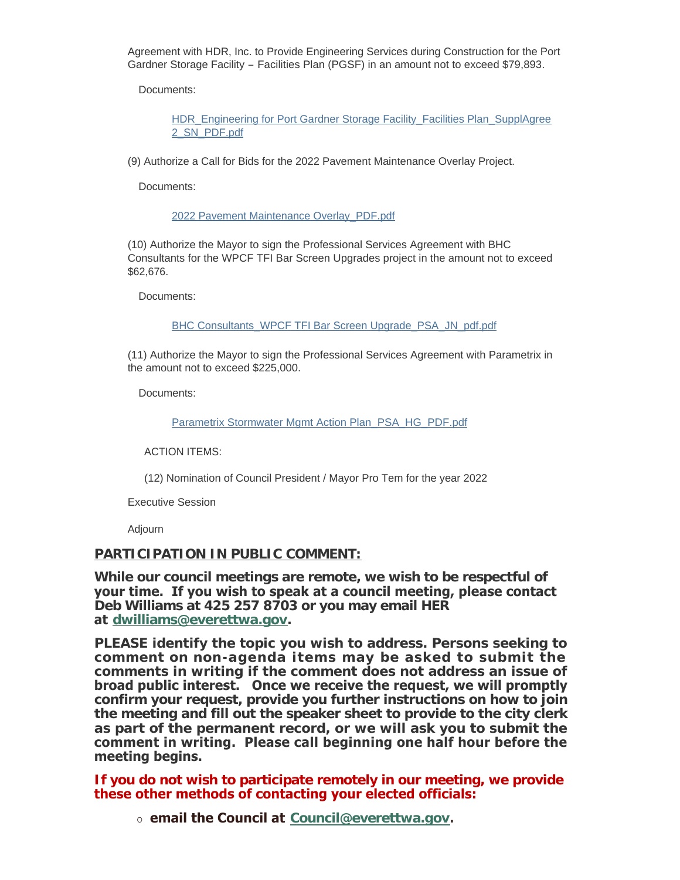Agreement with HDR, Inc. to Provide Engineering Services during Construction for the Port Gardner Storage Facility – Facilities Plan (PGSF) in an amount not to exceed $79,893.

Documents:

[HDR_Engineering for Port Gardner Storage Facility_Facilities Plan_SupplAgree 2_SN_PDF.pdf]

(9) Authorize a Call for Bids for the 2022 Pavement Maintenance Overlay Project.

Documents:

[2022 Pavement Maintenance Overlay_PDF.pdf]

(10) Authorize the Mayor to sign the Professional Services Agreement with BHC Consultants for the WPCF TFI Bar Screen Upgrades project in the amount not to exceed $62,676.

Documents:

[BHC Consultants_WPCF TFI Bar Screen Upgrade_PSA_JN_pdf.pdf]

(11) Authorize the Mayor to sign the Professional Services Agreement with Parametrix in the amount not to exceed $225,000.

Documents:

[Parametrix Stormwater Mgmt Action Plan_PSA_HG_PDF.pdf]

ACTION ITEMS:

(12) Nomination of Council President / Mayor Pro Tem for the year 2022

Executive Session

Adjourn

**PARTICIPATION IN PUBLIC COMMENT:**

**While our council meetings are remote, we wish to be respectful of your time. If you wish to speak at a council meeting, please contact Deb Williams at 425 257 8703 or you may email HER at dwilliams@everettwa.gov.**

**PLEASE identify the topic you wish to address. Persons seeking to comment on non-agenda items may be asked to submit the comments in writing if the comment does not address an issue of broad public interest. Once we receive the request, we will promptly confirm your request, provide you further instructions on how to join the meeting and fill out the speaker sheet to provide to the city clerk as part of the permanent record, or we will ask you to submit the comment in writing. Please call beginning one half hour before the meeting begins.**

**If you do not wish to participate remotely in our meeting, we provide these other methods of contacting your elected officials:**

- **email the Council at Council@everettwa.gov.**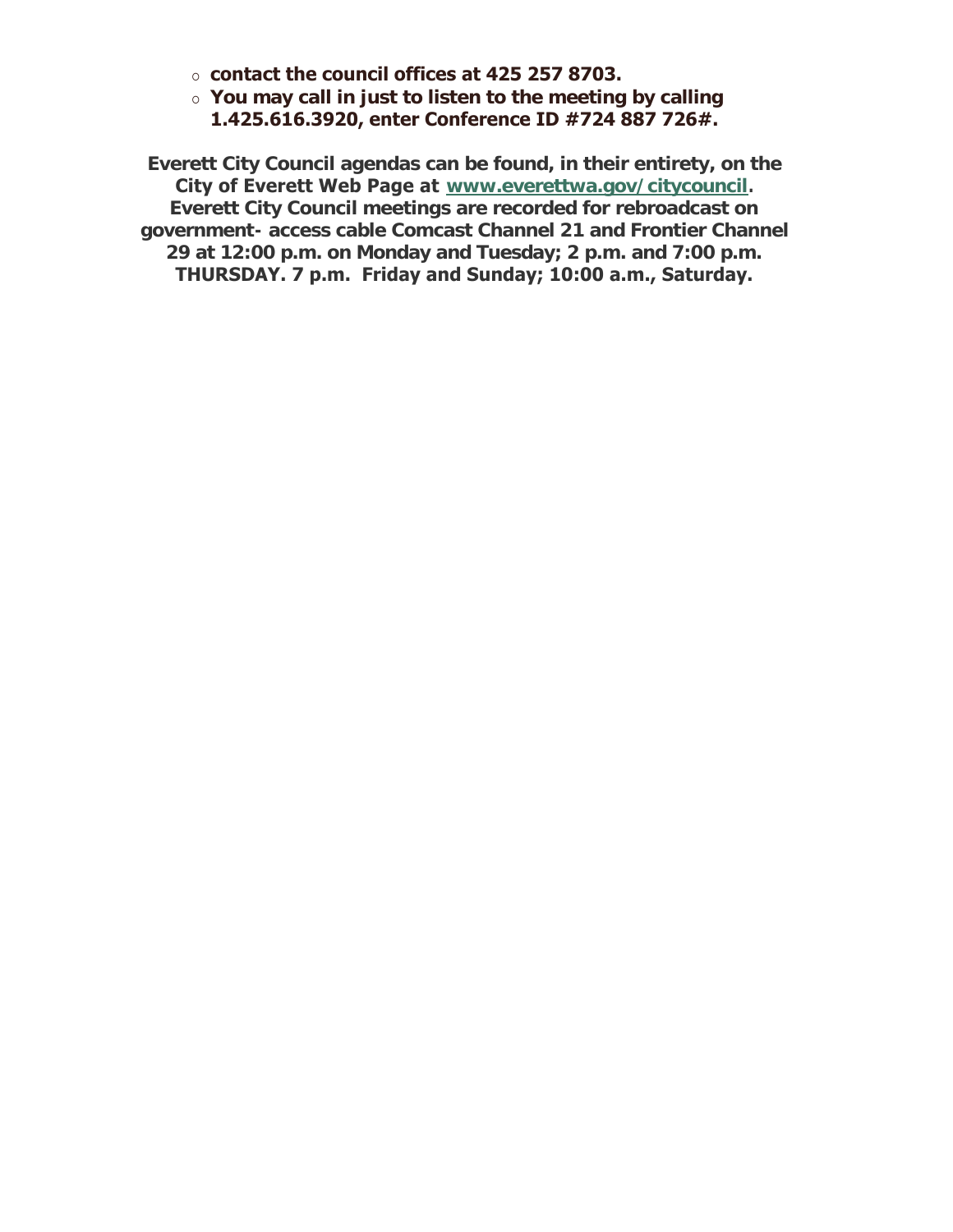- **contact the council offices at 425 257 8703.**
- **You may call in just to listen to the meeting by calling 1.425.616.3920, enter Conference ID #724 887 726#.**

**Everett City Council agendas can be found, in their entirety, on the City of Everett Web Page at [www.everettwa.gov/citycouncil](www.everettwa.gov/citycouncil). Everett City Council meetings are recorded for rebroadcast on government- access cable Comcast Channel 21 and Frontier Channel 29 at 12:00 p.m. on Monday and Tuesday; 2 p.m. and 7:00 p.m. THURSDAY. 7 p.m. Friday and Sunday; 10:00 a.m., Saturday.**